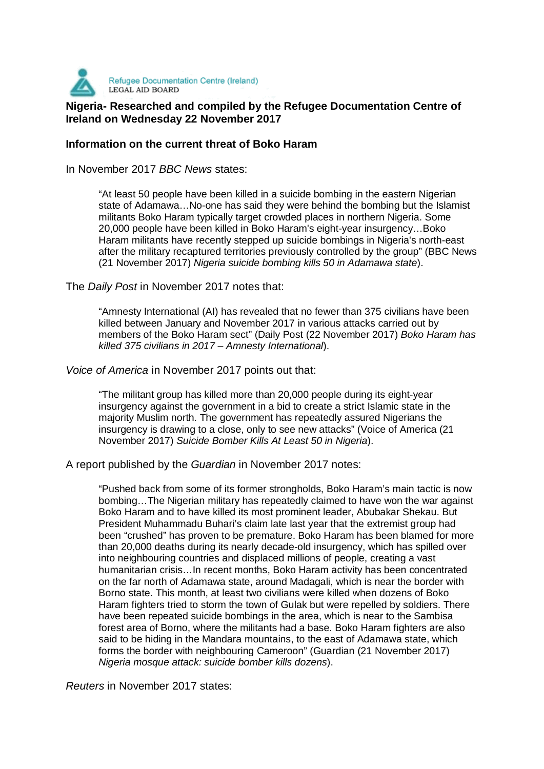Refugee Documentation Centre (Ireland)
LEGAL AID BOARD

**Nigeria- Researched and compiled by the Refugee Documentation Centre of Ireland on Wednesday 22 November 2017**

**Information on the current threat of Boko Haram**

In November 2017 *BBC News* states:

> "At least 50 people have been killed in a suicide bombing in the eastern Nigerian state of Adamawa…No-one has said they were behind the bombing but the Islamist militants Boko Haram typically target crowded places in northern Nigeria. Some 20,000 people have been killed in Boko Haram's eight-year insurgency…Boko Haram militants have recently stepped up suicide bombings in Nigeria's north-east after the military recaptured territories previously controlled by the group" (BBC News (21 November 2017) *Nigeria suicide bombing kills 50 in Adamawa state*).

The *Daily Post* in November 2017 notes that:

> "Amnesty International (AI) has revealed that no fewer than 375 civilians have been killed between January and November 2017 in various attacks carried out by members of the Boko Haram sect" (Daily Post (22 November 2017) *Boko Haram has killed 375 civilians in 2017 – Amnesty International*).

*Voice of America* in November 2017 points out that:

> "The militant group has killed more than 20,000 people during its eight-year insurgency against the government in a bid to create a strict Islamic state in the majority Muslim north. The government has repeatedly assured Nigerians the insurgency is drawing to a close, only to see new attacks" (Voice of America (21 November 2017) *Suicide Bomber Kills At Least 50 in Nigeria*).

A report published by the *Guardian* in November 2017 notes:

> "Pushed back from some of its former strongholds, Boko Haram's main tactic is now bombing…The Nigerian military has repeatedly claimed to have won the war against Boko Haram and to have killed its most prominent leader, Abubakar Shekau. But President Muhammadu Buhari's claim late last year that the extremist group had been "crushed" has proven to be premature. Boko Haram has been blamed for more than 20,000 deaths during its nearly decade-old insurgency, which has spilled over into neighbouring countries and displaced millions of people, creating a vast humanitarian crisis…In recent months, Boko Haram activity has been concentrated on the far north of Adamawa state, around Madagali, which is near the border with Borno state. This month, at least two civilians were killed when dozens of Boko Haram fighters tried to storm the town of Gulak but were repelled by soldiers. There have been repeated suicide bombings in the area, which is near to the Sambisa forest area of Borno, where the militants had a base. Boko Haram fighters are also said to be hiding in the Mandara mountains, to the east of Adamawa state, which forms the border with neighbouring Cameroon" (Guardian (21 November 2017) *Nigeria mosque attack: suicide bomber kills dozens*).

*Reuters* in November 2017 states: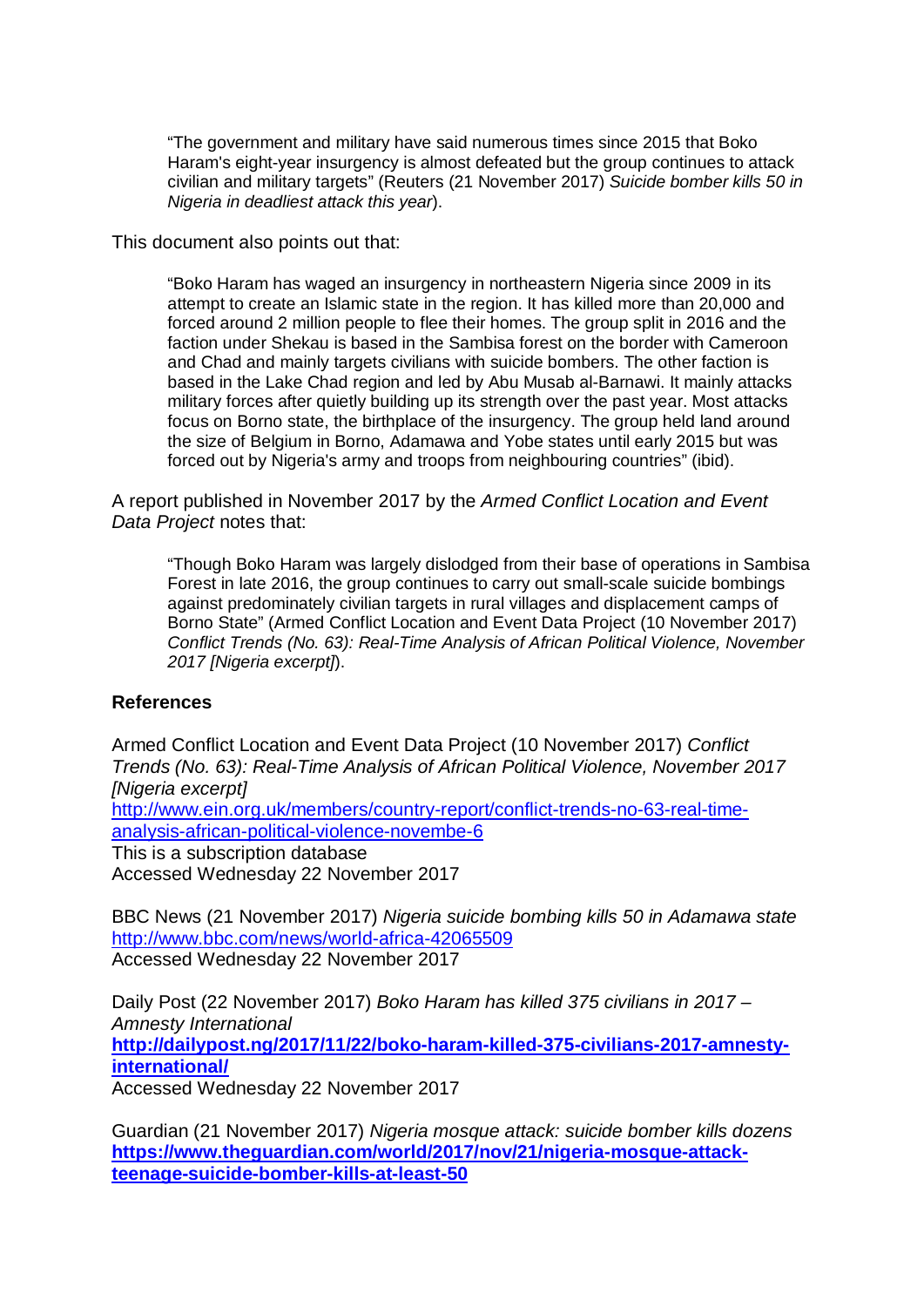> "The government and military have said numerous times since 2015 that Boko Haram's eight-year insurgency is almost defeated but the group continues to attack civilian and military targets" (Reuters (21 November 2017) *Suicide bomber kills 50 in Nigeria in deadliest attack this year*).

This document also points out that:

> "Boko Haram has waged an insurgency in northeastern Nigeria since 2009 in its attempt to create an Islamic state in the region. It has killed more than 20,000 and forced around 2 million people to flee their homes. The group split in 2016 and the faction under Shekau is based in the Sambisa forest on the border with Cameroon and Chad and mainly targets civilians with suicide bombers. The other faction is based in the Lake Chad region and led by Abu Musab al-Barnawi. It mainly attacks military forces after quietly building up its strength over the past year. Most attacks focus on Borno state, the birthplace of the insurgency. The group held land around the size of Belgium in Borno, Adamawa and Yobe states until early 2015 but was forced out by Nigeria's army and troops from neighbouring countries" (ibid).

A report published in November 2017 by the *Armed Conflict Location and Event Data Project* notes that:

> "Though Boko Haram was largely dislodged from their base of operations in Sambisa Forest in late 2016, the group continues to carry out small-scale suicide bombings against predominately civilian targets in rural villages and displacement camps of Borno State" (Armed Conflict Location and Event Data Project (10 November 2017) *Conflict Trends (No. 63): Real-Time Analysis of African Political Violence, November 2017 [Nigeria excerpt]*).

**References**

Armed Conflict Location and Event Data Project (10 November 2017) *Conflict Trends (No. 63): Real-Time Analysis of African Political Violence, November 2017 [Nigeria excerpt]*
http://www.ein.org.uk/members/country-report/conflict-trends-no-63-real-time-analysis-african-political-violence-novembe-6
This is a subscription database
Accessed Wednesday 22 November 2017

BBC News (21 November 2017) *Nigeria suicide bombing kills 50 in Adamawa state*
http://www.bbc.com/news/world-africa-42065509
Accessed Wednesday 22 November 2017

Daily Post (22 November 2017) *Boko Haram has killed 375 civilians in 2017 – Amnesty International*
**http://dailypost.ng/2017/11/22/boko-haram-killed-375-civilians-2017-amnesty-international/**
Accessed Wednesday 22 November 2017

Guardian (21 November 2017) *Nigeria mosque attack: suicide bomber kills dozens*
**https://www.theguardian.com/world/2017/nov/21/nigeria-mosque-attack-teenage-suicide-bomber-kills-at-least-50**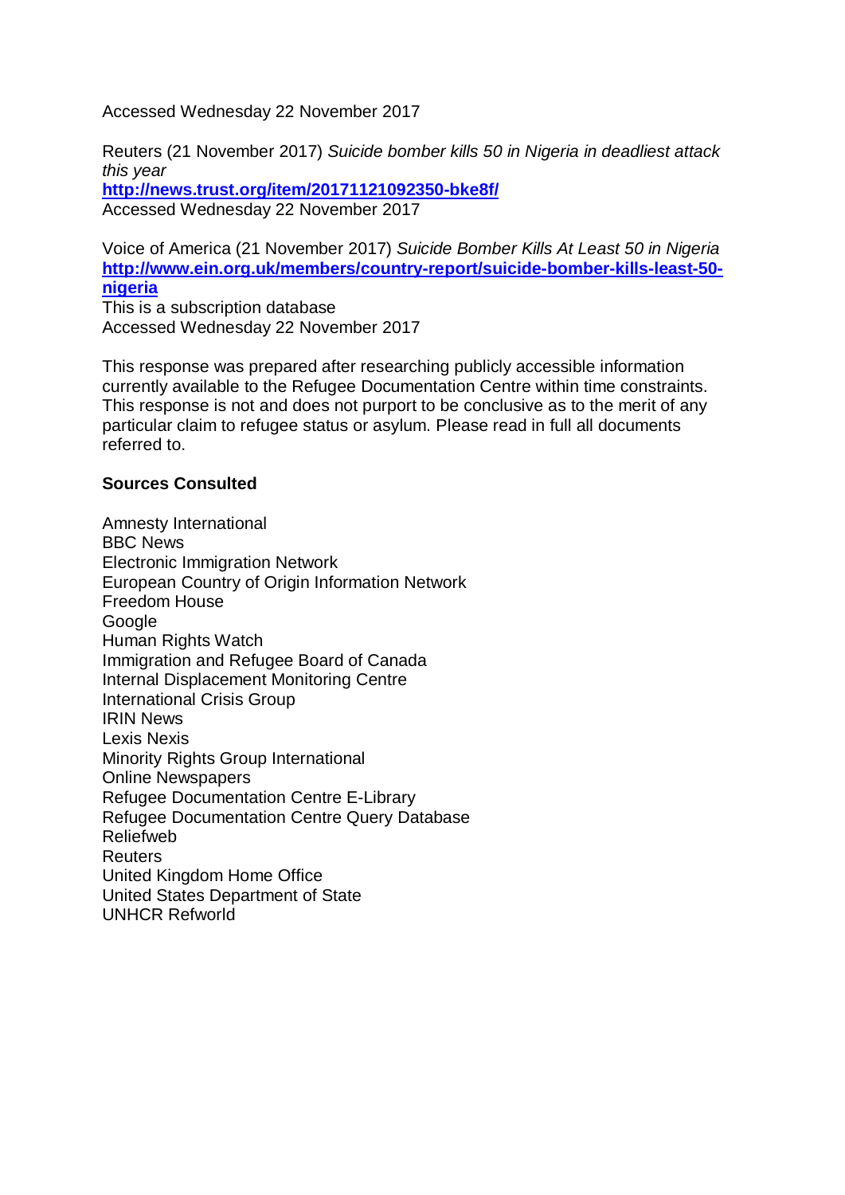Accessed Wednesday 22 November 2017

Reuters (21 November 2017) *Suicide bomber kills 50 in Nigeria in deadliest attack this year*
**http://news.trust.org/item/20171121092350-bke8f/**
Accessed Wednesday 22 November 2017

Voice of America (21 November 2017) *Suicide Bomber Kills At Least 50 in Nigeria*
**http://www.ein.org.uk/members/country-report/suicide-bomber-kills-least-50-nigeria**
This is a subscription database
Accessed Wednesday 22 November 2017

This response was prepared after researching publicly accessible information currently available to the Refugee Documentation Centre within time constraints. This response is not and does not purport to be conclusive as to the merit of any particular claim to refugee status or asylum. Please read in full all documents referred to.

**Sources Consulted**

Amnesty International
BBC News
Electronic Immigration Network
European Country of Origin Information Network
Freedom House
Google
Human Rights Watch
Immigration and Refugee Board of Canada
Internal Displacement Monitoring Centre
International Crisis Group
IRIN News
Lexis Nexis
Minority Rights Group International
Online Newspapers
Refugee Documentation Centre E-Library
Refugee Documentation Centre Query Database
Reliefweb
Reuters
United Kingdom Home Office
United States Department of State
UNHCR Refworld